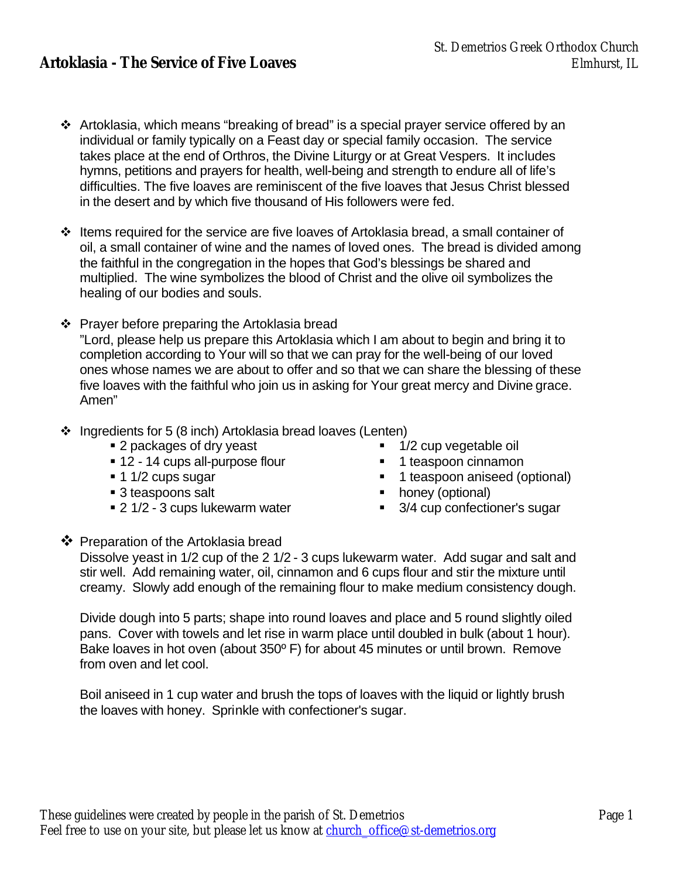# Artoklasia - The Service of Five Loaves

St. Demetrios Greek Orthodox Church
Elmhurst, IL

- Artoklasia, which means "breaking of bread" is a special prayer service offered by an individual or family typically on a Feast day or special family occasion. The service takes place at the end of Orthros, the Divine Liturgy or at Great Vespers. It includes hymns, petitions and prayers for health, well-being and strength to endure all of life's difficulties. The five loaves are reminiscent of the five loaves that Jesus Christ blessed in the desert and by which five thousand of His followers were fed.

- Items required for the service are five loaves of Artoklasia bread, a small container of oil, a small container of wine and the names of loved ones. The bread is divided among the faithful in the congregation in the hopes that God's blessings be shared and multiplied. The wine symbolizes the blood of Christ and the olive oil symbolizes the healing of our bodies and souls.

- Prayer before preparing the Artoklasia bread
  "Lord, please help us prepare this Artoklasia which I am about to begin and bring it to completion according to Your will so that we can pray for the well-being of our loved ones whose names we are about to offer and so that we can share the blessing of these five loaves with the faithful who join us in asking for Your great mercy and Divine grace. Amen"

- Ingredients for 5 (8 inch) Artoklasia bread loaves (Lenten)
  - 2 packages of dry yeast
  - 12 - 14 cups all-purpose flour
  - 1 1/2 cups sugar
  - 3 teaspoons salt
  - 2 1/2 - 3 cups lukewarm water
  - 1/2 cup vegetable oil
  - 1 teaspoon cinnamon
  - 1 teaspoon aniseed (optional)
  - honey (optional)
  - 3/4 cup confectioner's sugar

- Preparation of the Artoklasia bread
  Dissolve yeast in 1/2 cup of the 2 1/2 - 3 cups lukewarm water. Add sugar and salt and stir well. Add remaining water, oil, cinnamon and 6 cups flour and stir the mixture until creamy. Slowly add enough of the remaining flour to make medium consistency dough.

  Divide dough into 5 parts; shape into round loaves and place and 5 round slightly oiled pans. Cover with towels and let rise in warm place until doubled in bulk (about 1 hour). Bake loaves in hot oven (about 350º F) for about 45 minutes or until brown. Remove from oven and let cool.

  Boil aniseed in 1 cup water and brush the tops of loaves with the liquid or lightly brush the loaves with honey. Sprinkle with confectioner's sugar.

*These guidelines were created by people in the parish of St. Demetrios*
*Feel free to use on your site, but please let us know at [church_office@st-demetrios.org](mailto:church_office@st-demetrios.org)*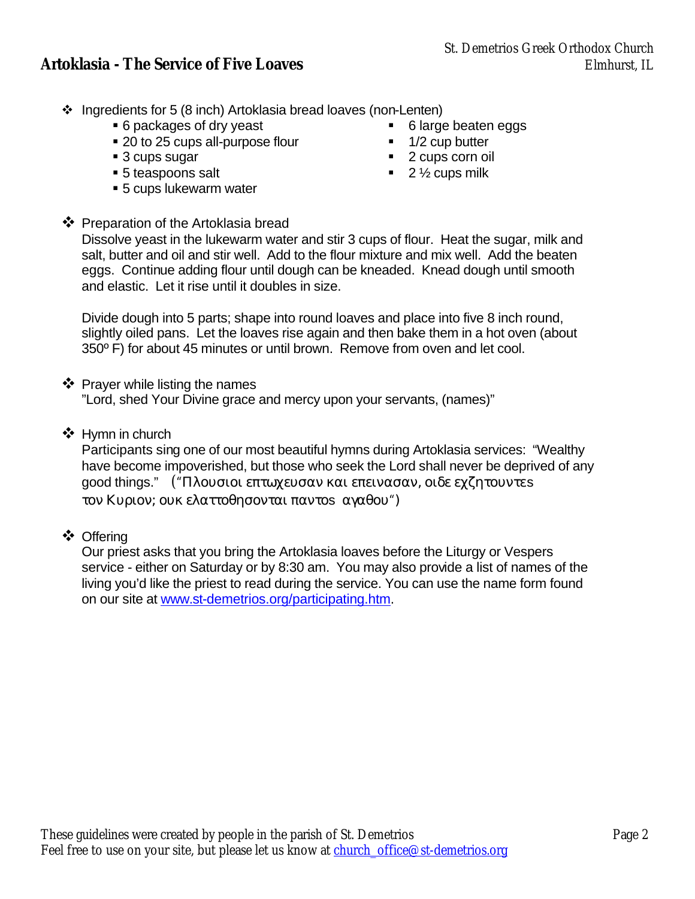## Artoklasia - The Service of Five Loaves

St. Demetrios Greek Orthodox Church
Elmhurst, IL

- Ingredients for 5 (8 inch) Artoklasia bread loaves (non-Lenten)
  - 6 packages of dry yeast
  - 20 to 25 cups all-purpose flour
  - 3 cups sugar
  - 5 teaspoons salt
  - 5 cups lukewarm water
  - 6 large beaten eggs
  - 1/2 cup butter
  - 2 cups corn oil
  - 2 ½ cups milk

- Preparation of the Artoklasia bread

  Dissolve yeast in the lukewarm water and stir 3 cups of flour. Heat the sugar, milk and salt, butter and oil and stir well. Add to the flour mixture and mix well. Add the beaten eggs. Continue adding flour until dough can be kneaded. Knead dough until smooth and elastic. Let it rise until it doubles in size.

  Divide dough into 5 parts; shape into round loaves and place into five 8 inch round, slightly oiled pans. Let the loaves rise again and then bake them in a hot oven (about 350º F) for about 45 minutes or until brown. Remove from oven and let cool.

- Prayer while listing the names

  "Lord, shed Your Divine grace and mercy upon your servants, (names)"

- Hymn in church

  Participants sing one of our most beautiful hymns during Artoklasia services: "Wealthy have become impoverished, but those who seek the Lord shall never be deprived of any good things." ("Πλουσιοι επτωχευσαν και επειναςαν, οιδε εχζητουντες τον Κυριον; ουκ ελαττοθησονται παντος αγαθου")

- Offering

  Our priest asks that you bring the Artoklasia loaves before the Liturgy or Vespers service - either on Saturday or by 8:30 am. You may also provide a list of names of the living you'd like the priest to read during the service. You can use the name form found on our site at www.st-demetrios.org/participating.htm.

These guidelines were created by people in the parish of St. Demetrios
Feel free to use on your site, but please let us know at church_office@st-demetrios.org